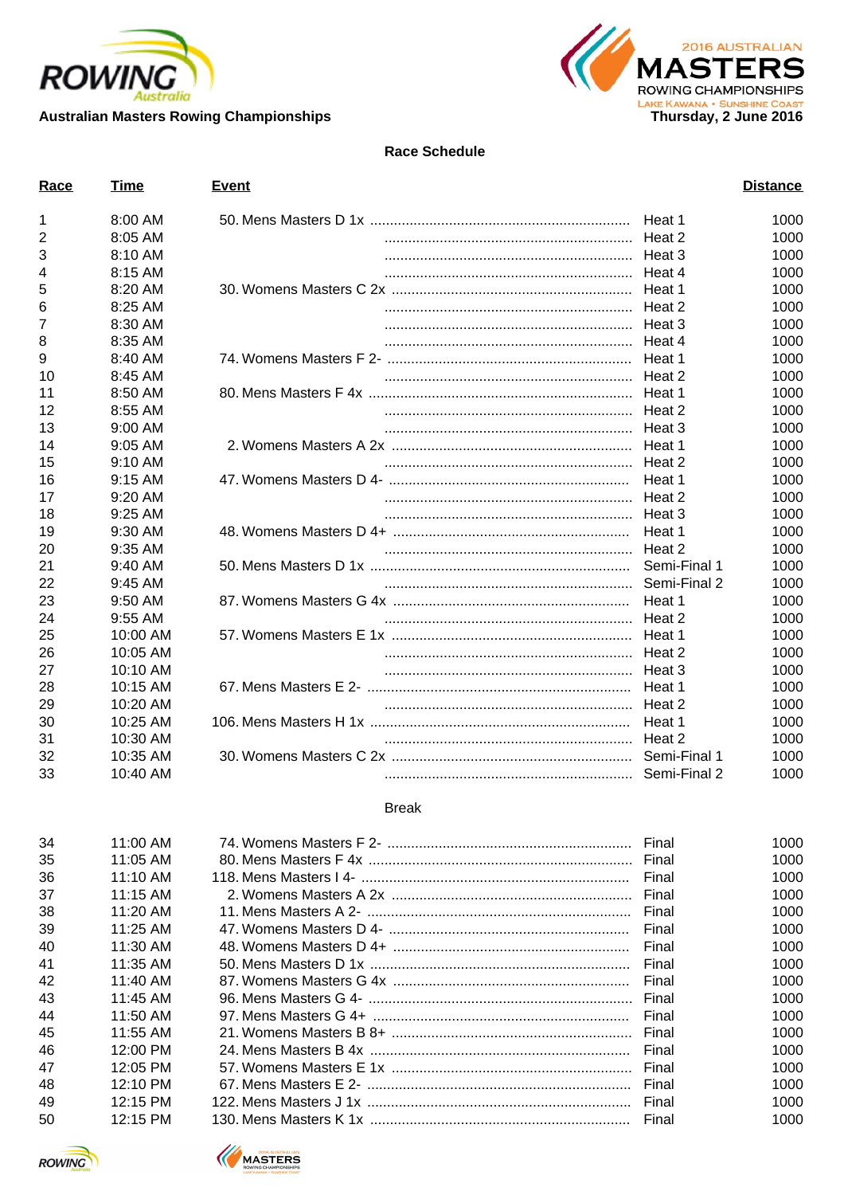**Australian Masters Rowing Championships**

**Thursday, 2 June 2016**

### Race Schedule

| Race | Time | Event | | Distance |
|---|---|---|---|---|
| 1 | 8:00 AM | 50. Mens Masters D 1x | Heat 1 | 1000 |
| 2 | 8:05 AM | | Heat 2 | 1000 |
| 3 | 8:10 AM | | Heat 3 | 1000 |
| 4 | 8:15 AM | | Heat 4 | 1000 |
| 5 | 8:20 AM | 30. Womens Masters C 2x | Heat 1 | 1000 |
| 6 | 8:25 AM | | Heat 2 | 1000 |
| 7 | 8:30 AM | | Heat 3 | 1000 |
| 8 | 8:35 AM | | Heat 4 | 1000 |
| 9 | 8:40 AM | 74. Womens Masters F 2- | Heat 1 | 1000 |
| 10 | 8:45 AM | | Heat 2 | 1000 |
| 11 | 8:50 AM | 80. Mens Masters F 4x | Heat 1 | 1000 |
| 12 | 8:55 AM | | Heat 2 | 1000 |
| 13 | 9:00 AM | | Heat 3 | 1000 |
| 14 | 9:05 AM | 2. Womens Masters A 2x | Heat 1 | 1000 |
| 15 | 9:10 AM | | Heat 2 | 1000 |
| 16 | 9:15 AM | 47. Womens Masters D 4- | Heat 1 | 1000 |
| 17 | 9:20 AM | | Heat 2 | 1000 |
| 18 | 9:25 AM | | Heat 3 | 1000 |
| 19 | 9:30 AM | 48. Womens Masters D 4+ | Heat 1 | 1000 |
| 20 | 9:35 AM | | Heat 2 | 1000 |
| 21 | 9:40 AM | 50. Mens Masters D 1x | Semi-Final 1 | 1000 |
| 22 | 9:45 AM | | Semi-Final 2 | 1000 |
| 23 | 9:50 AM | 87. Womens Masters G 4x | Heat 1 | 1000 |
| 24 | 9:55 AM | | Heat 2 | 1000 |
| 25 | 10:00 AM | 57. Womens Masters E 1x | Heat 1 | 1000 |
| 26 | 10:05 AM | | Heat 2 | 1000 |
| 27 | 10:10 AM | | Heat 3 | 1000 |
| 28 | 10:15 AM | 67. Mens Masters E 2- | Heat 1 | 1000 |
| 29 | 10:20 AM | | Heat 2 | 1000 |
| 30 | 10:25 AM | 106. Mens Masters H 1x | Heat 1 | 1000 |
| 31 | 10:30 AM | | Heat 2 | 1000 |
| 32 | 10:35 AM | 30. Womens Masters C 2x | Semi-Final 1 | 1000 |
| 33 | 10:40 AM | | Semi-Final 2 | 1000 |

Break

| Race | Time | Event | | Distance |
|---|---|---|---|---|
| 34 | 11:00 AM | 74. Womens Masters F 2- | Final | 1000 |
| 35 | 11:05 AM | 80. Mens Masters F 4x | Final | 1000 |
| 36 | 11:10 AM | 118. Mens Masters I 4- | Final | 1000 |
| 37 | 11:15 AM | 2. Womens Masters A 2x | Final | 1000 |
| 38 | 11:20 AM | 11. Mens Masters A 2- | Final | 1000 |
| 39 | 11:25 AM | 47. Womens Masters D 4- | Final | 1000 |
| 40 | 11:30 AM | 48. Womens Masters D 4+ | Final | 1000 |
| 41 | 11:35 AM | 50. Mens Masters D 1x | Final | 1000 |
| 42 | 11:40 AM | 87. Womens Masters G 4x | Final | 1000 |
| 43 | 11:45 AM | 96. Mens Masters G 4- | Final | 1000 |
| 44 | 11:50 AM | 97. Mens Masters G 4+ | Final | 1000 |
| 45 | 11:55 AM | 21. Womens Masters B 8+ | Final | 1000 |
| 46 | 12:00 PM | 24. Mens Masters B 4x | Final | 1000 |
| 47 | 12:05 PM | 57. Womens Masters E 1x | Final | 1000 |
| 48 | 12:10 PM | 67. Mens Masters E 2- | Final | 1000 |
| 49 | 12:15 PM | 122. Mens Masters J 1x | Final | 1000 |
| 50 | 12:15 PM | 130. Mens Masters K 1x | Final | 1000 |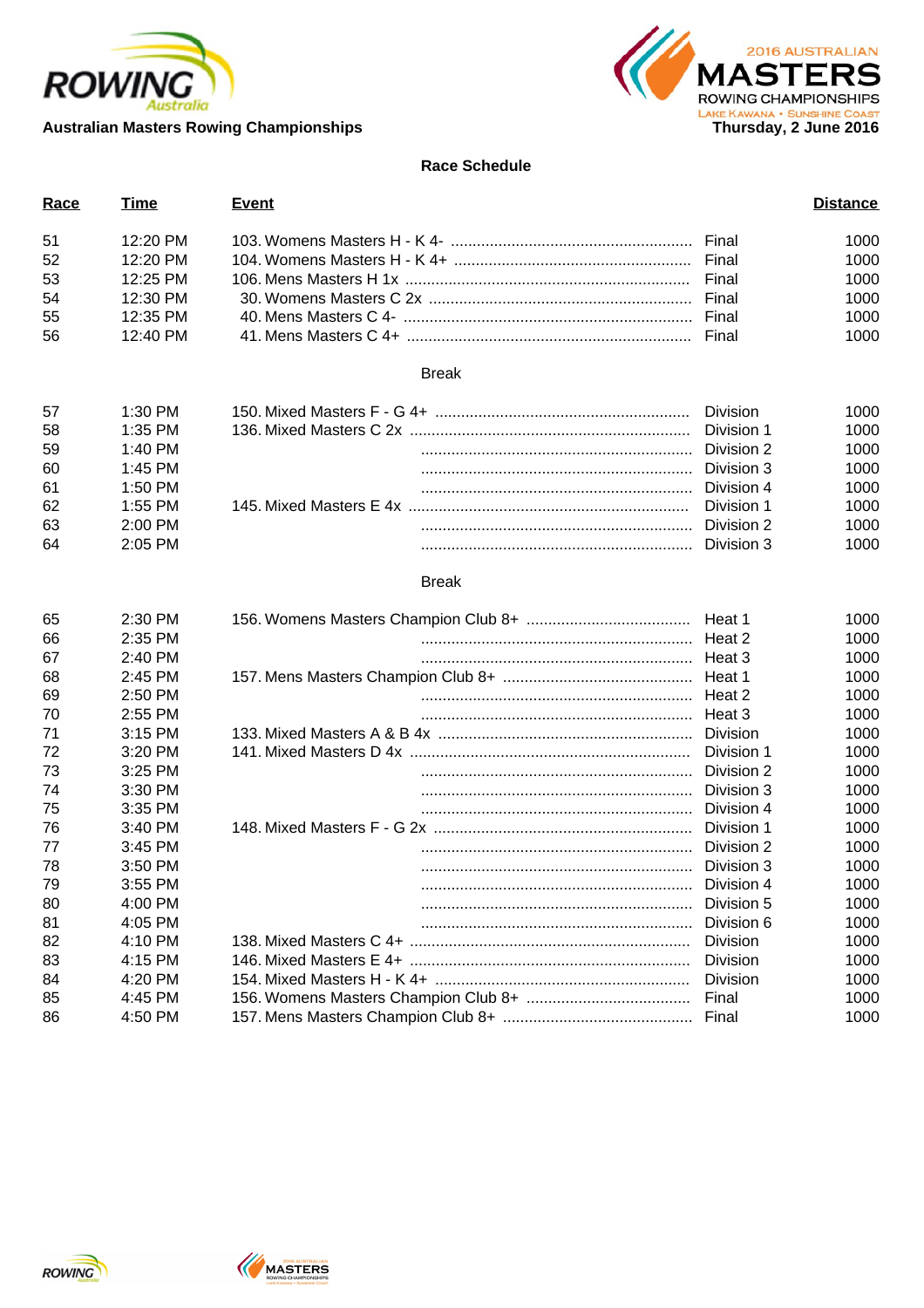**Australian Masters Rowing Championships**

**Thursday, 2 June 2016**

### Race Schedule

| Race | Time | Event | | Distance |
|---|---|---|---|---|
| 51 | 12:20 PM | 103. Womens Masters H - K 4- | Final | 1000 |
| 52 | 12:20 PM | 104. Womens Masters H - K 4+ | Final | 1000 |
| 53 | 12:25 PM | 106. Mens Masters H 1x | Final | 1000 |
| 54 | 12:30 PM | 30. Womens Masters C 2x | Final | 1000 |
| 55 | 12:35 PM | 40. Mens Masters C 4- | Final | 1000 |
| 56 | 12:40 PM | 41. Mens Masters C 4+ | Final | 1000 |
| | | Break | | |
| 57 | 1:30 PM | 150. Mixed Masters F - G 4+ | Division | 1000 |
| 58 | 1:35 PM | 136. Mixed Masters C 2x | Division 1 | 1000 |
| 59 | 1:40 PM | | Division 2 | 1000 |
| 60 | 1:45 PM | | Division 3 | 1000 |
| 61 | 1:50 PM | | Division 4 | 1000 |
| 62 | 1:55 PM | 145. Mixed Masters E 4x | Division 1 | 1000 |
| 63 | 2:00 PM | | Division 2 | 1000 |
| 64 | 2:05 PM | | Division 3 | 1000 |
| | | Break | | |
| 65 | 2:30 PM | 156. Womens Masters Champion Club 8+ | Heat 1 | 1000 |
| 66 | 2:35 PM | | Heat 2 | 1000 |
| 67 | 2:40 PM | | Heat 3 | 1000 |
| 68 | 2:45 PM | 157. Mens Masters Champion Club 8+ | Heat 1 | 1000 |
| 69 | 2:50 PM | | Heat 2 | 1000 |
| 70 | 2:55 PM | | Heat 3 | 1000 |
| 71 | 3:15 PM | 133. Mixed Masters A & B 4x | Division | 1000 |
| 72 | 3:20 PM | 141. Mixed Masters D 4x | Division 1 | 1000 |
| 73 | 3:25 PM | | Division 2 | 1000 |
| 74 | 3:30 PM | | Division 3 | 1000 |
| 75 | 3:35 PM | | Division 4 | 1000 |
| 76 | 3:40 PM | 148. Mixed Masters F - G 2x | Division 1 | 1000 |
| 77 | 3:45 PM | | Division 2 | 1000 |
| 78 | 3:50 PM | | Division 3 | 1000 |
| 79 | 3:55 PM | | Division 4 | 1000 |
| 80 | 4:00 PM | | Division 5 | 1000 |
| 81 | 4:05 PM | | Division 6 | 1000 |
| 82 | 4:10 PM | 138. Mixed Masters C 4+ | Division | 1000 |
| 83 | 4:15 PM | 146. Mixed Masters E 4+ | Division | 1000 |
| 84 | 4:20 PM | 154. Mixed Masters H - K 4+ | Division | 1000 |
| 85 | 4:45 PM | 156. Womens Masters Champion Club 8+ | Final | 1000 |
| 86 | 4:50 PM | 157. Mens Masters Champion Club 8+ | Final | 1000 |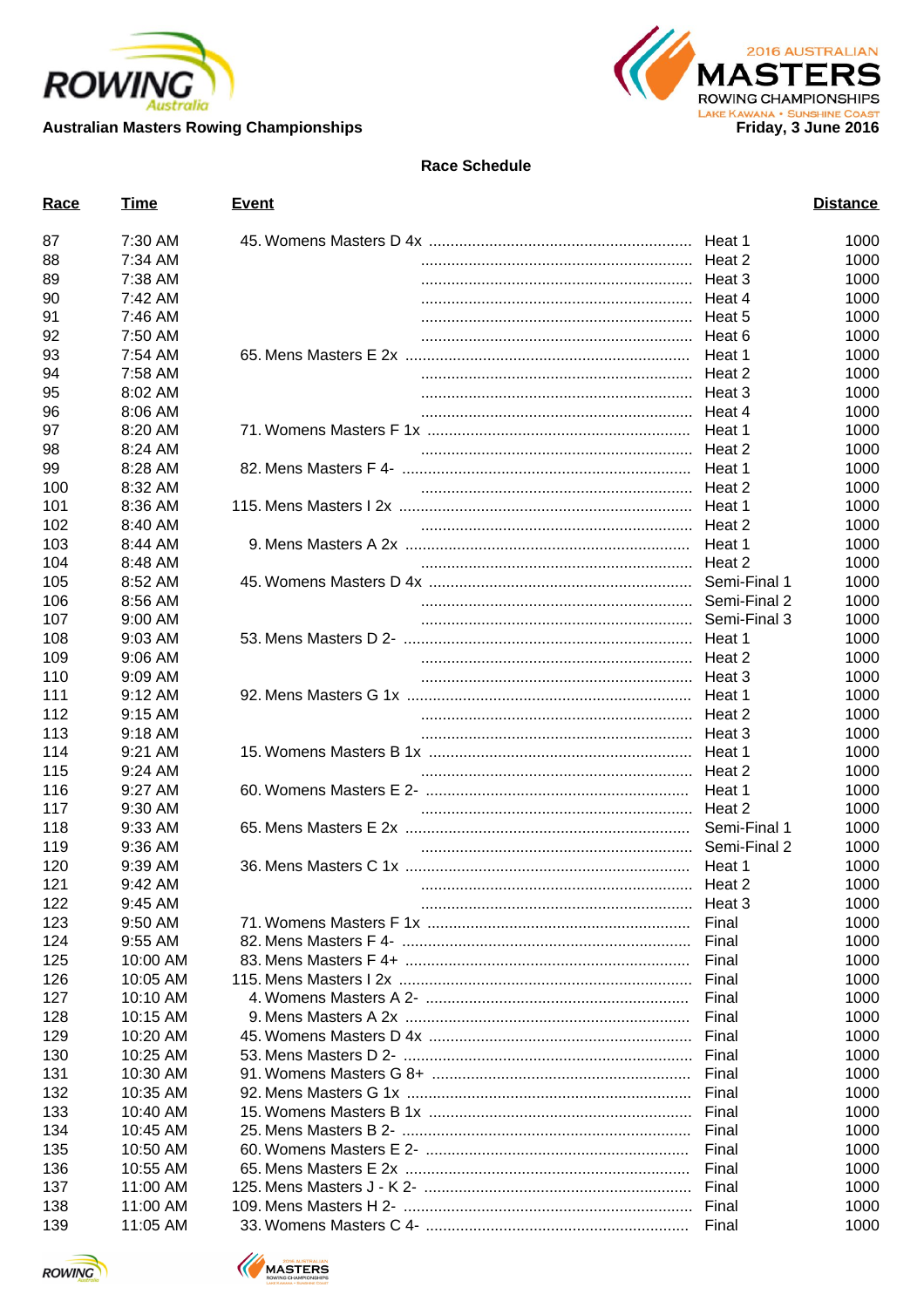**Australian Masters Rowing Championships**

2016 AUSTRALIAN MASTERS ROWING CHAMPIONSHIPS
LAKE KAWANA • SUNSHINE COAST
**Friday, 3 June 2016**

## Race Schedule

| Race | Time | Event | | Distance |
|---|---|---|---|---|
| 87 | 7:30 AM | 45. Womens Masters D 4x | Heat 1 | 1000 |
| 88 | 7:34 AM | | Heat 2 | 1000 |
| 89 | 7:38 AM | | Heat 3 | 1000 |
| 90 | 7:42 AM | | Heat 4 | 1000 |
| 91 | 7:46 AM | | Heat 5 | 1000 |
| 92 | 7:50 AM | | Heat 6 | 1000 |
| 93 | 7:54 AM | 65. Mens Masters E 2x | Heat 1 | 1000 |
| 94 | 7:58 AM | | Heat 2 | 1000 |
| 95 | 8:02 AM | | Heat 3 | 1000 |
| 96 | 8:06 AM | | Heat 4 | 1000 |
| 97 | 8:20 AM | 71. Womens Masters F 1x | Heat 1 | 1000 |
| 98 | 8:24 AM | | Heat 2 | 1000 |
| 99 | 8:28 AM | 82. Mens Masters F 4- | Heat 1 | 1000 |
| 100 | 8:32 AM | | Heat 2 | 1000 |
| 101 | 8:36 AM | 115. Mens Masters I 2x | Heat 1 | 1000 |
| 102 | 8:40 AM | | Heat 2 | 1000 |
| 103 | 8:44 AM | 9. Mens Masters A 2x | Heat 1 | 1000 |
| 104 | 8:48 AM | | Heat 2 | 1000 |
| 105 | 8:52 AM | 45. Womens Masters D 4x | Semi-Final 1 | 1000 |
| 106 | 8:56 AM | | Semi-Final 2 | 1000 |
| 107 | 9:00 AM | | Semi-Final 3 | 1000 |
| 108 | 9:03 AM | 53. Mens Masters D 2- | Heat 1 | 1000 |
| 109 | 9:06 AM | | Heat 2 | 1000 |
| 110 | 9:09 AM | | Heat 3 | 1000 |
| 111 | 9:12 AM | 92. Mens Masters G 1x | Heat 1 | 1000 |
| 112 | 9:15 AM | | Heat 2 | 1000 |
| 113 | 9:18 AM | | Heat 3 | 1000 |
| 114 | 9:21 AM | 15. Womens Masters B 1x | Heat 1 | 1000 |
| 115 | 9:24 AM | | Heat 2 | 1000 |
| 116 | 9:27 AM | 60. Womens Masters E 2- | Heat 1 | 1000 |
| 117 | 9:30 AM | | Heat 2 | 1000 |
| 118 | 9:33 AM | 65. Mens Masters E 2x | Semi-Final 1 | 1000 |
| 119 | 9:36 AM | | Semi-Final 2 | 1000 |
| 120 | 9:39 AM | 36. Mens Masters C 1x | Heat 1 | 1000 |
| 121 | 9:42 AM | | Heat 2 | 1000 |
| 122 | 9:45 AM | | Heat 3 | 1000 |
| 123 | 9:50 AM | 71. Womens Masters F 1x | Final | 1000 |
| 124 | 9:55 AM | 82. Mens Masters F 4- | Final | 1000 |
| 125 | 10:00 AM | 83. Mens Masters F 4+ | Final | 1000 |
| 126 | 10:05 AM | 115. Mens Masters I 2x | Final | 1000 |
| 127 | 10:10 AM | 4. Womens Masters A 2- | Final | 1000 |
| 128 | 10:15 AM | 9. Mens Masters A 2x | Final | 1000 |
| 129 | 10:20 AM | 45. Womens Masters D 4x | Final | 1000 |
| 130 | 10:25 AM | 53. Mens Masters D 2- | Final | 1000 |
| 131 | 10:30 AM | 91. Womens Masters G 8+ | Final | 1000 |
| 132 | 10:35 AM | 92. Mens Masters G 1x | Final | 1000 |
| 133 | 10:40 AM | 15. Womens Masters B 1x | Final | 1000 |
| 134 | 10:45 AM | 25. Mens Masters B 2- | Final | 1000 |
| 135 | 10:50 AM | 60. Womens Masters E 2- | Final | 1000 |
| 136 | 10:55 AM | 65. Mens Masters E 2x | Final | 1000 |
| 137 | 11:00 AM | 125. Mens Masters J - K 2- | Final | 1000 |
| 138 | 11:00 AM | 109. Mens Masters H 2- | Final | 1000 |
| 139 | 11:05 AM | 33. Womens Masters C 4- | Final | 1000 |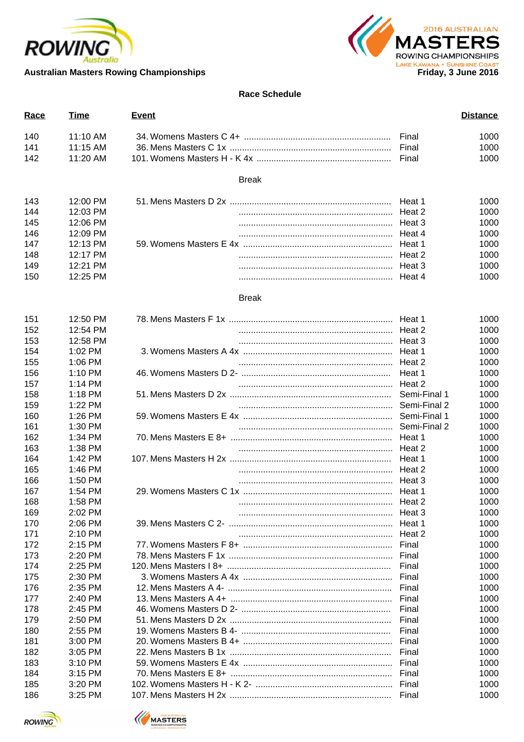Australian Masters Rowing Championships

Friday, 3 June 2016

## Race Schedule

| Race | Time | Event | | Distance |
|---|---|---|---|---|
| 140 | 11:10 AM | 34. Womens Masters C 4+ | Final | 1000 |
| 141 | 11:15 AM | 36. Mens Masters C 1x | Final | 1000 |
| 142 | 11:20 AM | 101. Womens Masters H - K 4x | Final | 1000 |
| | | Break | | |
| 143 | 12:00 PM | 51. Mens Masters D 2x | Heat 1 | 1000 |
| 144 | 12:03 PM | | Heat 2 | 1000 |
| 145 | 12:06 PM | | Heat 3 | 1000 |
| 146 | 12:09 PM | | Heat 4 | 1000 |
| 147 | 12:13 PM | 59. Womens Masters E 4x | Heat 1 | 1000 |
| 148 | 12:17 PM | | Heat 2 | 1000 |
| 149 | 12:21 PM | | Heat 3 | 1000 |
| 150 | 12:25 PM | | Heat 4 | 1000 |
| | | Break | | |
| 151 | 12:50 PM | 78. Mens Masters F 1x | Heat 1 | 1000 |
| 152 | 12:54 PM | | Heat 2 | 1000 |
| 153 | 12:58 PM | | Heat 3 | 1000 |
| 154 | 1:02 PM | 3. Womens Masters A 4x | Heat 1 | 1000 |
| 155 | 1:06 PM | | Heat 2 | 1000 |
| 156 | 1:10 PM | 46. Womens Masters D 2- | Heat 1 | 1000 |
| 157 | 1:14 PM | | Heat 2 | 1000 |
| 158 | 1:18 PM | 51. Mens Masters D 2x | Semi-Final 1 | 1000 |
| 159 | 1:22 PM | | Semi-Final 2 | 1000 |
| 160 | 1:26 PM | 59. Womens Masters E 4x | Semi-Final 1 | 1000 |
| 161 | 1:30 PM | | Semi-Final 2 | 1000 |
| 162 | 1:34 PM | 70. Mens Masters E 8+ | Heat 1 | 1000 |
| 163 | 1:38 PM | | Heat 2 | 1000 |
| 164 | 1:42 PM | 107. Mens Masters H 2x | Heat 1 | 1000 |
| 165 | 1:46 PM | | Heat 2 | 1000 |
| 166 | 1:50 PM | | Heat 3 | 1000 |
| 167 | 1:54 PM | 29. Womens Masters C 1x | Heat 1 | 1000 |
| 168 | 1:58 PM | | Heat 2 | 1000 |
| 169 | 2:02 PM | | Heat 3 | 1000 |
| 170 | 2:06 PM | 39. Mens Masters C 2- | Heat 1 | 1000 |
| 171 | 2:10 PM | | Heat 2 | 1000 |
| 172 | 2:15 PM | 77. Womens Masters F 8+ | Final | 1000 |
| 173 | 2:20 PM | 78. Mens Masters F 1x | Final | 1000 |
| 174 | 2:25 PM | 120. Mens Masters I 8+ | Final | 1000 |
| 175 | 2:30 PM | 3. Womens Masters A 4x | Final | 1000 |
| 176 | 2:35 PM | 12. Mens Masters A 4- | Final | 1000 |
| 177 | 2:40 PM | 13. Mens Masters A 4+ | Final | 1000 |
| 178 | 2:45 PM | 46. Womens Masters D 2- | Final | 1000 |
| 179 | 2:50 PM | 51. Mens Masters D 2x | Final | 1000 |
| 180 | 2:55 PM | 19. Womens Masters B 4- | Final | 1000 |
| 181 | 3:00 PM | 20. Womens Masters B 4+ | Final | 1000 |
| 182 | 3:05 PM | 22. Mens Masters B 1x | Final | 1000 |
| 183 | 3:10 PM | 59. Womens Masters E 4x | Final | 1000 |
| 184 | 3:15 PM | 70. Mens Masters E 8+ | Final | 1000 |
| 185 | 3:20 PM | 102. Womens Masters H - K 2- | Final | 1000 |
| 186 | 3:25 PM | 107. Mens Masters H 2x | Final | 1000 |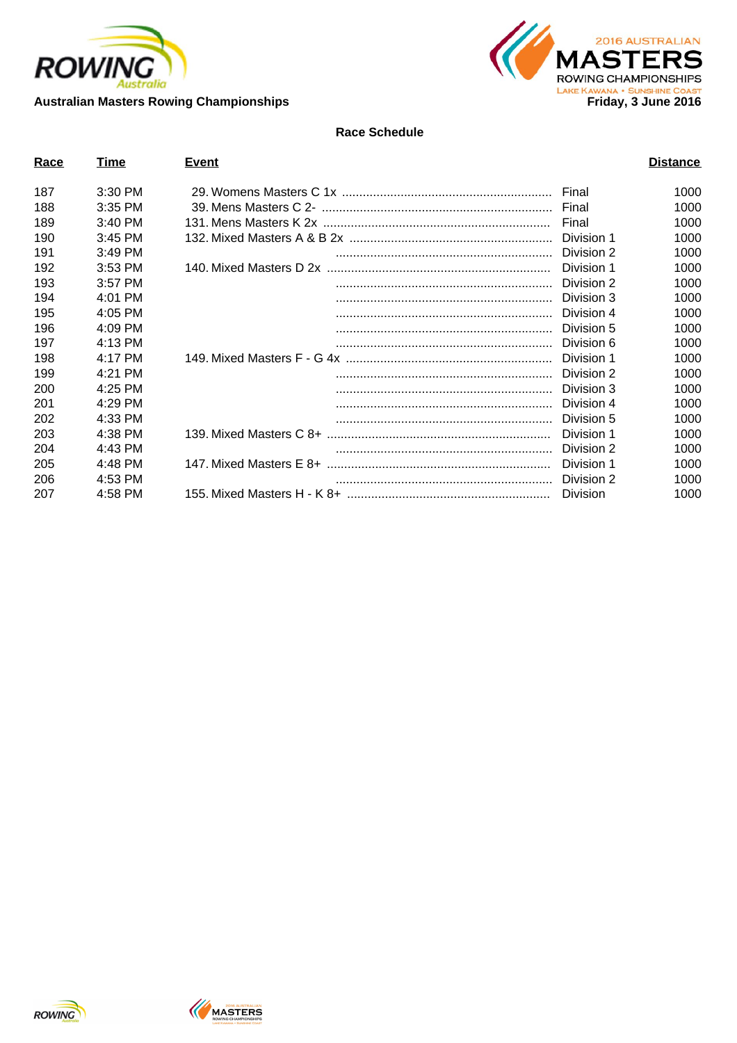**Australian Masters Rowing Championships**

**Friday, 3 June 2016**

## Race Schedule

| Race | Time | Event | | Distance |
|---|---|---|---|---|
| 187 | 3:30 PM | 29. Womens Masters C 1x | Final | 1000 |
| 188 | 3:35 PM | 39. Mens Masters C 2- | Final | 1000 |
| 189 | 3:40 PM | 131. Mens Masters K 2x | Final | 1000 |
| 190 | 3:45 PM | 132. Mixed Masters A & B 2x | Division 1 | 1000 |
| 191 | 3:49 PM | | Division 2 | 1000 |
| 192 | 3:53 PM | 140. Mixed Masters D 2x | Division 1 | 1000 |
| 193 | 3:57 PM | | Division 2 | 1000 |
| 194 | 4:01 PM | | Division 3 | 1000 |
| 195 | 4:05 PM | | Division 4 | 1000 |
| 196 | 4:09 PM | | Division 5 | 1000 |
| 197 | 4:13 PM | | Division 6 | 1000 |
| 198 | 4:17 PM | 149. Mixed Masters F - G 4x | Division 1 | 1000 |
| 199 | 4:21 PM | | Division 2 | 1000 |
| 200 | 4:25 PM | | Division 3 | 1000 |
| 201 | 4:29 PM | | Division 4 | 1000 |
| 202 | 4:33 PM | | Division 5 | 1000 |
| 203 | 4:38 PM | 139. Mixed Masters C 8+ | Division 1 | 1000 |
| 204 | 4:43 PM | | Division 2 | 1000 |
| 205 | 4:48 PM | 147. Mixed Masters E 8+ | Division 1 | 1000 |
| 206 | 4:53 PM | | Division 2 | 1000 |
| 207 | 4:58 PM | 155. Mixed Masters H - K 8+ | Division | 1000 |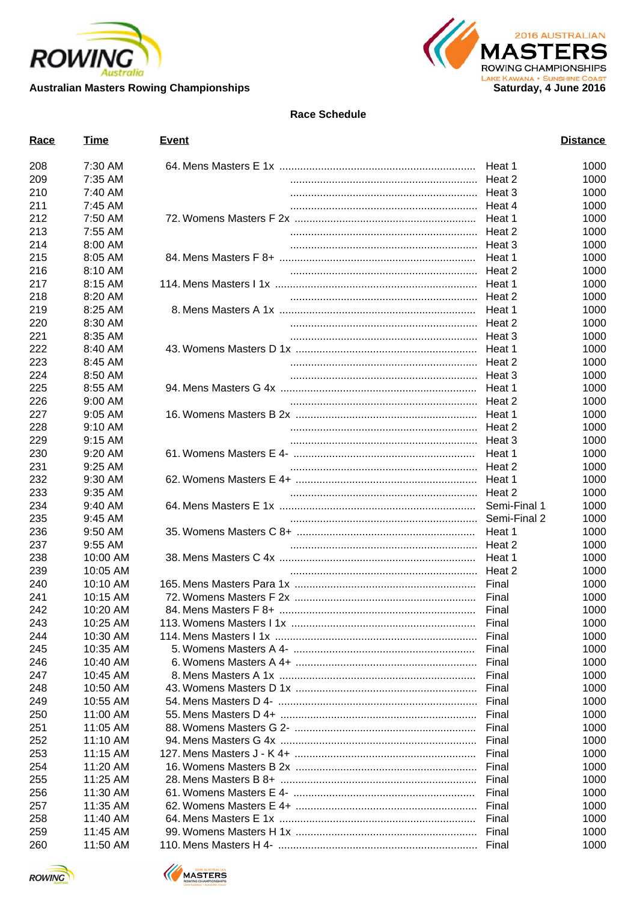Australian Masters Rowing Championships

2016 AUSTRALIAN MASTERS ROWING CHAMPIONSHIPS
LAKE KAWANA • SUNSHINE COAST

Saturday, 4 June 2016

## Race Schedule

| Race | Time | Event | | Distance |
|---|---|---|---|---|
| 208 | 7:30 AM | 64. Mens Masters E 1x | Heat 1 | 1000 |
| 209 | 7:35 AM | | Heat 2 | 1000 |
| 210 | 7:40 AM | | Heat 3 | 1000 |
| 211 | 7:45 AM | | Heat 4 | 1000 |
| 212 | 7:50 AM | 72. Womens Masters F 2x | Heat 1 | 1000 |
| 213 | 7:55 AM | | Heat 2 | 1000 |
| 214 | 8:00 AM | | Heat 3 | 1000 |
| 215 | 8:05 AM | 84. Mens Masters F 8+ | Heat 1 | 1000 |
| 216 | 8:10 AM | | Heat 2 | 1000 |
| 217 | 8:15 AM | 114. Mens Masters I 1x | Heat 1 | 1000 |
| 218 | 8:20 AM | | Heat 2 | 1000 |
| 219 | 8:25 AM | 8. Mens Masters A 1x | Heat 1 | 1000 |
| 220 | 8:30 AM | | Heat 2 | 1000 |
| 221 | 8:35 AM | | Heat 3 | 1000 |
| 222 | 8:40 AM | 43. Womens Masters D 1x | Heat 1 | 1000 |
| 223 | 8:45 AM | | Heat 2 | 1000 |
| 224 | 8:50 AM | | Heat 3 | 1000 |
| 225 | 8:55 AM | 94. Mens Masters G 4x | Heat 1 | 1000 |
| 226 | 9:00 AM | | Heat 2 | 1000 |
| 227 | 9:05 AM | 16. Womens Masters B 2x | Heat 1 | 1000 |
| 228 | 9:10 AM | | Heat 2 | 1000 |
| 229 | 9:15 AM | | Heat 3 | 1000 |
| 230 | 9:20 AM | 61. Womens Masters E 4- | Heat 1 | 1000 |
| 231 | 9:25 AM | | Heat 2 | 1000 |
| 232 | 9:30 AM | 62. Womens Masters E 4+ | Heat 1 | 1000 |
| 233 | 9:35 AM | | Heat 2 | 1000 |
| 234 | 9:40 AM | 64. Mens Masters E 1x | Semi-Final 1 | 1000 |
| 235 | 9:45 AM | | Semi-Final 2 | 1000 |
| 236 | 9:50 AM | 35. Womens Masters C 8+ | Heat 1 | 1000 |
| 237 | 9:55 AM | | Heat 2 | 1000 |
| 238 | 10:00 AM | 38. Mens Masters C 4x | Heat 1 | 1000 |
| 239 | 10:05 AM | | Heat 2 | 1000 |
| 240 | 10:10 AM | 165. Mens Masters Para 1x | Final | 1000 |
| 241 | 10:15 AM | 72. Womens Masters F 2x | Final | 1000 |
| 242 | 10:20 AM | 84. Mens Masters F 8+ | Final | 1000 |
| 243 | 10:25 AM | 113. Womens Masters I 1x | Final | 1000 |
| 244 | 10:30 AM | 114. Mens Masters I 1x | Final | 1000 |
| 245 | 10:35 AM | 5. Womens Masters A 4- | Final | 1000 |
| 246 | 10:40 AM | 6. Womens Masters A 4+ | Final | 1000 |
| 247 | 10:45 AM | 8. Mens Masters A 1x | Final | 1000 |
| 248 | 10:50 AM | 43. Womens Masters D 1x | Final | 1000 |
| 249 | 10:55 AM | 54. Mens Masters D 4- | Final | 1000 |
| 250 | 11:00 AM | 55. Mens Masters D 4+ | Final | 1000 |
| 251 | 11:05 AM | 88. Womens Masters G 2- | Final | 1000 |
| 252 | 11:10 AM | 94. Mens Masters G 4x | Final | 1000 |
| 253 | 11:15 AM | 127. Mens Masters J - K 4+ | Final | 1000 |
| 254 | 11:20 AM | 16. Womens Masters B 2x | Final | 1000 |
| 255 | 11:25 AM | 28. Mens Masters B 8+ | Final | 1000 |
| 256 | 11:30 AM | 61. Womens Masters E 4- | Final | 1000 |
| 257 | 11:35 AM | 62. Womens Masters E 4+ | Final | 1000 |
| 258 | 11:40 AM | 64. Mens Masters E 1x | Final | 1000 |
| 259 | 11:45 AM | 99. Womens Masters H 1x | Final | 1000 |
| 260 | 11:50 AM | 110. Mens Masters H 4- | Final | 1000 |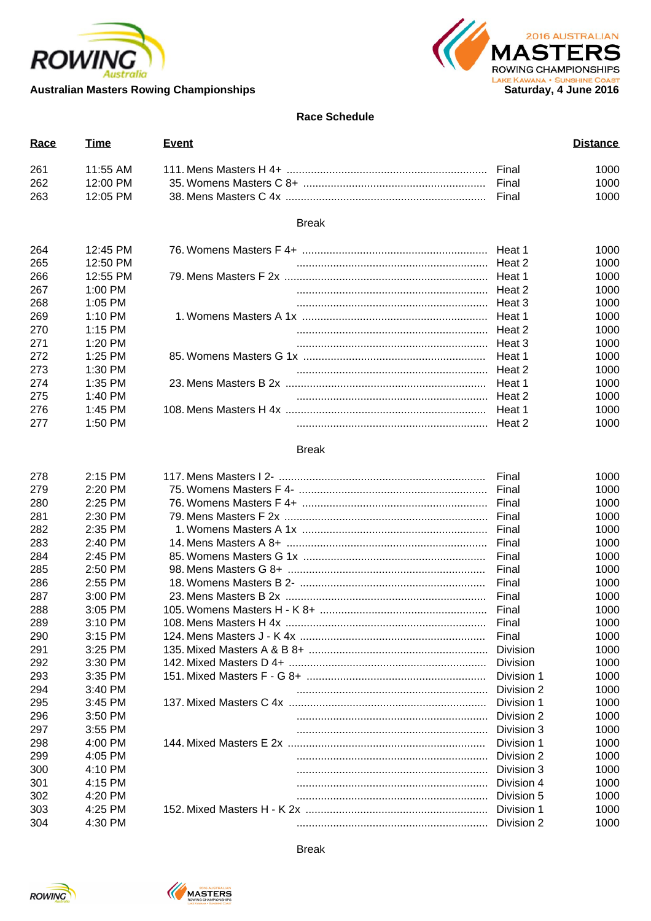**Australian Masters Rowing Championships**

**Saturday, 4 June 2016**

## Race Schedule

| Race | Time | Event | | Distance |
|---|---|---|---|---|
| 261 | 11:55 AM | 111. Mens Masters H 4+ | Final | 1000 |
| 262 | 12:00 PM | 35. Womens Masters C 8+ | Final | 1000 |
| 263 | 12:05 PM | 38. Mens Masters C 4x | Final | 1000 |
| | | Break | | |
| 264 | 12:45 PM | 76. Womens Masters F 4+ | Heat 1 | 1000 |
| 265 | 12:50 PM | | Heat 2 | 1000 |
| 266 | 12:55 PM | 79. Mens Masters F 2x | Heat 1 | 1000 |
| 267 | 1:00 PM | | Heat 2 | 1000 |
| 268 | 1:05 PM | | Heat 3 | 1000 |
| 269 | 1:10 PM | 1. Womens Masters A 1x | Heat 1 | 1000 |
| 270 | 1:15 PM | | Heat 2 | 1000 |
| 271 | 1:20 PM | | Heat 3 | 1000 |
| 272 | 1:25 PM | 85. Womens Masters G 1x | Heat 1 | 1000 |
| 273 | 1:30 PM | | Heat 2 | 1000 |
| 274 | 1:35 PM | 23. Mens Masters B 2x | Heat 1 | 1000 |
| 275 | 1:40 PM | | Heat 2 | 1000 |
| 276 | 1:45 PM | 108. Mens Masters H 4x | Heat 1 | 1000 |
| 277 | 1:50 PM | | Heat 2 | 1000 |
| | | Break | | |
| 278 | 2:15 PM | 117. Mens Masters I 2- | Final | 1000 |
| 279 | 2:20 PM | 75. Womens Masters F 4- | Final | 1000 |
| 280 | 2:25 PM | 76. Womens Masters F 4+ | Final | 1000 |
| 281 | 2:30 PM | 79. Mens Masters F 2x | Final | 1000 |
| 282 | 2:35 PM | 1. Womens Masters A 1x | Final | 1000 |
| 283 | 2:40 PM | 14. Mens Masters A 8+ | Final | 1000 |
| 284 | 2:45 PM | 85. Womens Masters G 1x | Final | 1000 |
| 285 | 2:50 PM | 98. Mens Masters G 8+ | Final | 1000 |
| 286 | 2:55 PM | 18. Womens Masters B 2- | Final | 1000 |
| 287 | 3:00 PM | 23. Mens Masters B 2x | Final | 1000 |
| 288 | 3:05 PM | 105. Womens Masters H - K 8+ | Final | 1000 |
| 289 | 3:10 PM | 108. Mens Masters H 4x | Final | 1000 |
| 290 | 3:15 PM | 124. Mens Masters J - K 4x | Final | 1000 |
| 291 | 3:25 PM | 135. Mixed Masters A & B 8+ | Division | 1000 |
| 292 | 3:30 PM | 142. Mixed Masters D 4+ | Division | 1000 |
| 293 | 3:35 PM | 151. Mixed Masters F - G 8+ | Division 1 | 1000 |
| 294 | 3:40 PM | | Division 2 | 1000 |
| 295 | 3:45 PM | 137. Mixed Masters C 4x | Division 1 | 1000 |
| 296 | 3:50 PM | | Division 2 | 1000 |
| 297 | 3:55 PM | | Division 3 | 1000 |
| 298 | 4:00 PM | 144. Mixed Masters E 2x | Division 1 | 1000 |
| 299 | 4:05 PM | | Division 2 | 1000 |
| 300 | 4:10 PM | | Division 3 | 1000 |
| 301 | 4:15 PM | | Division 4 | 1000 |
| 302 | 4:20 PM | | Division 5 | 1000 |
| 303 | 4:25 PM | 152. Mixed Masters H - K 2x | Division 1 | 1000 |
| 304 | 4:30 PM | | Division 2 | 1000 |
| | | Break | | |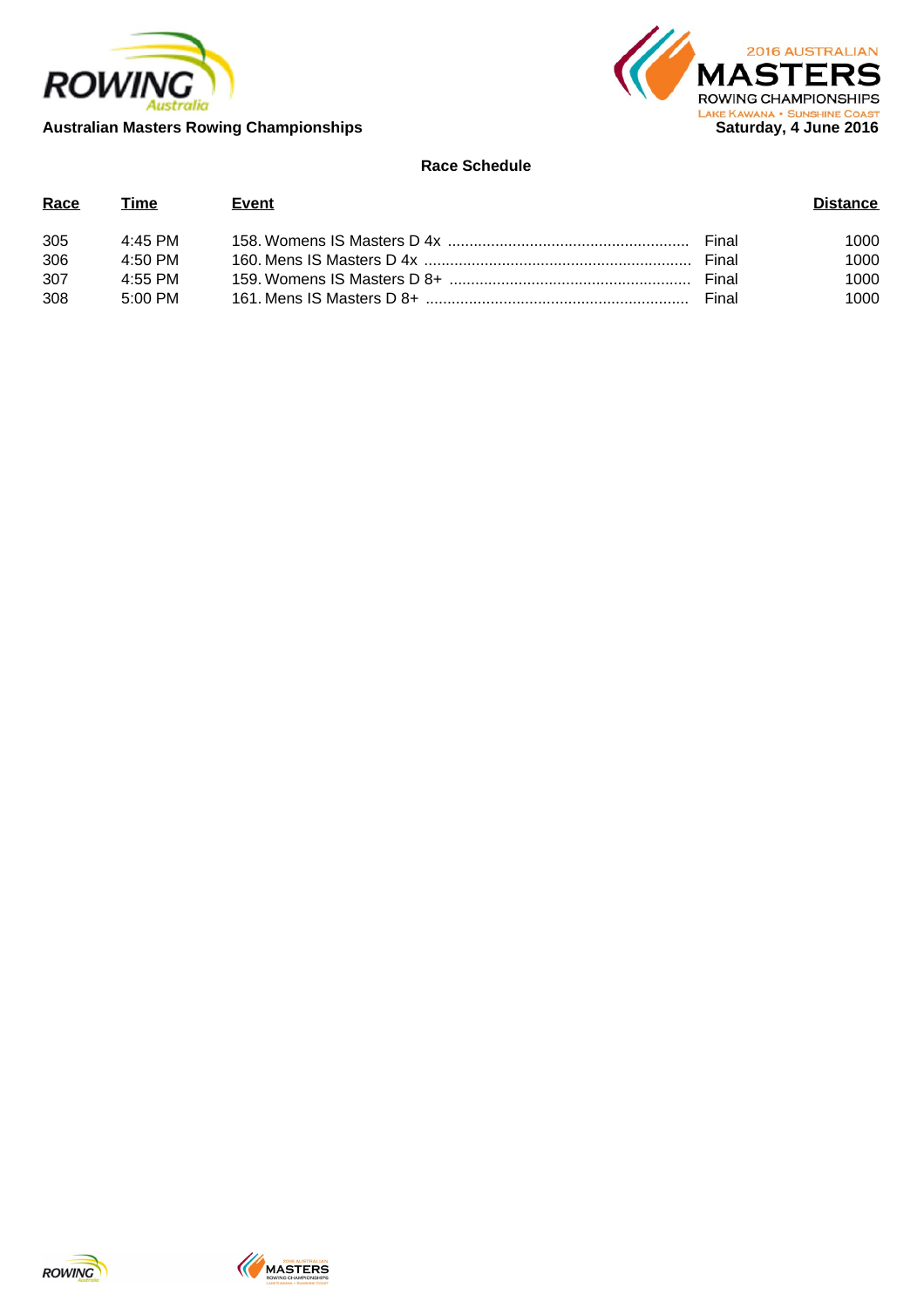Australian Masters Rowing Championships

Saturday, 4 June 2016

## Race Schedule

| Race | Time | Event | | Distance |
|---|---|---|---|---|
| 305 | 4:45 PM | 158. Womens IS Masters D 4x | Final | 1000 |
| 306 | 4:50 PM | 160. Mens IS Masters D 4x | Final | 1000 |
| 307 | 4:55 PM | 159. Womens IS Masters D 8+ | Final | 1000 |
| 308 | 5:00 PM | 161. Mens IS Masters D 8+ | Final | 1000 |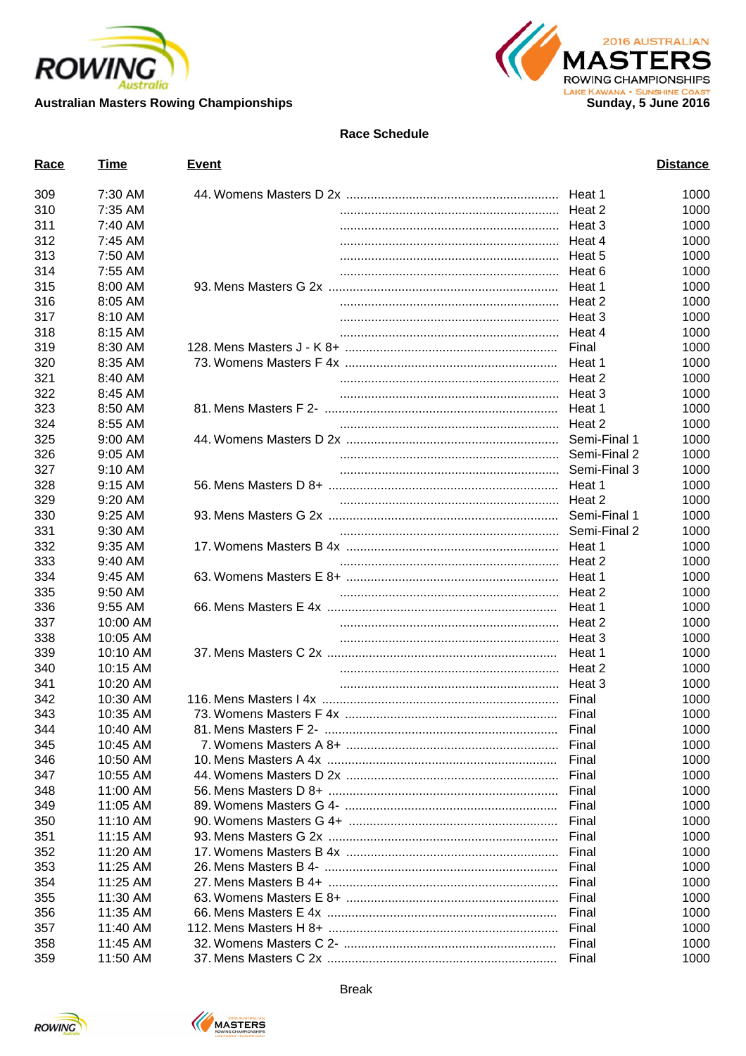**Australian Masters Rowing Championships**

**Sunday, 5 June 2016**

## Race Schedule

| Race | Time | Event | | Distance |
|---|---|---|---|---|
| 309 | 7:30 AM | 44. Womens Masters D 2x | Heat 1 | 1000 |
| 310 | 7:35 AM | | Heat 2 | 1000 |
| 311 | 7:40 AM | | Heat 3 | 1000 |
| 312 | 7:45 AM | | Heat 4 | 1000 |
| 313 | 7:50 AM | | Heat 5 | 1000 |
| 314 | 7:55 AM | | Heat 6 | 1000 |
| 315 | 8:00 AM | 93. Mens Masters G 2x | Heat 1 | 1000 |
| 316 | 8:05 AM | | Heat 2 | 1000 |
| 317 | 8:10 AM | | Heat 3 | 1000 |
| 318 | 8:15 AM | | Heat 4 | 1000 |
| 319 | 8:30 AM | 128. Mens Masters J - K 8+ | Final | 1000 |
| 320 | 8:35 AM | 73. Womens Masters F 4x | Heat 1 | 1000 |
| 321 | 8:40 AM | | Heat 2 | 1000 |
| 322 | 8:45 AM | | Heat 3 | 1000 |
| 323 | 8:50 AM | 81. Mens Masters F 2- | Heat 1 | 1000 |
| 324 | 8:55 AM | | Heat 2 | 1000 |
| 325 | 9:00 AM | 44. Womens Masters D 2x | Semi-Final 1 | 1000 |
| 326 | 9:05 AM | | Semi-Final 2 | 1000 |
| 327 | 9:10 AM | | Semi-Final 3 | 1000 |
| 328 | 9:15 AM | 56. Mens Masters D 8+ | Heat 1 | 1000 |
| 329 | 9:20 AM | | Heat 2 | 1000 |
| 330 | 9:25 AM | 93. Mens Masters G 2x | Semi-Final 1 | 1000 |
| 331 | 9:30 AM | | Semi-Final 2 | 1000 |
| 332 | 9:35 AM | 17. Womens Masters B 4x | Heat 1 | 1000 |
| 333 | 9:40 AM | | Heat 2 | 1000 |
| 334 | 9:45 AM | 63. Womens Masters E 8+ | Heat 1 | 1000 |
| 335 | 9:50 AM | | Heat 2 | 1000 |
| 336 | 9:55 AM | 66. Mens Masters E 4x | Heat 1 | 1000 |
| 337 | 10:00 AM | | Heat 2 | 1000 |
| 338 | 10:05 AM | | Heat 3 | 1000 |
| 339 | 10:10 AM | 37. Mens Masters C 2x | Heat 1 | 1000 |
| 340 | 10:15 AM | | Heat 2 | 1000 |
| 341 | 10:20 AM | | Heat 3 | 1000 |
| 342 | 10:30 AM | 116. Mens Masters I 4x | Final | 1000 |
| 343 | 10:35 AM | 73. Womens Masters F 4x | Final | 1000 |
| 344 | 10:40 AM | 81. Mens Masters F 2- | Final | 1000 |
| 345 | 10:45 AM | 7. Womens Masters A 8+ | Final | 1000 |
| 346 | 10:50 AM | 10. Mens Masters A 4x | Final | 1000 |
| 347 | 10:55 AM | 44. Womens Masters D 2x | Final | 1000 |
| 348 | 11:00 AM | 56. Mens Masters D 8+ | Final | 1000 |
| 349 | 11:05 AM | 89. Womens Masters G 4- | Final | 1000 |
| 350 | 11:10 AM | 90. Womens Masters G 4+ | Final | 1000 |
| 351 | 11:15 AM | 93. Mens Masters G 2x | Final | 1000 |
| 352 | 11:20 AM | 17. Womens Masters B 4x | Final | 1000 |
| 353 | 11:25 AM | 26. Mens Masters B 4- | Final | 1000 |
| 354 | 11:25 AM | 27. Mens Masters B 4+ | Final | 1000 |
| 355 | 11:30 AM | 63. Womens Masters E 8+ | Final | 1000 |
| 356 | 11:35 AM | 66. Mens Masters E 4x | Final | 1000 |
| 357 | 11:40 AM | 112. Mens Masters H 8+ | Final | 1000 |
| 358 | 11:45 AM | 32. Womens Masters C 2- | Final | 1000 |
| 359 | 11:50 AM | 37. Mens Masters C 2x | Final | 1000 |

Break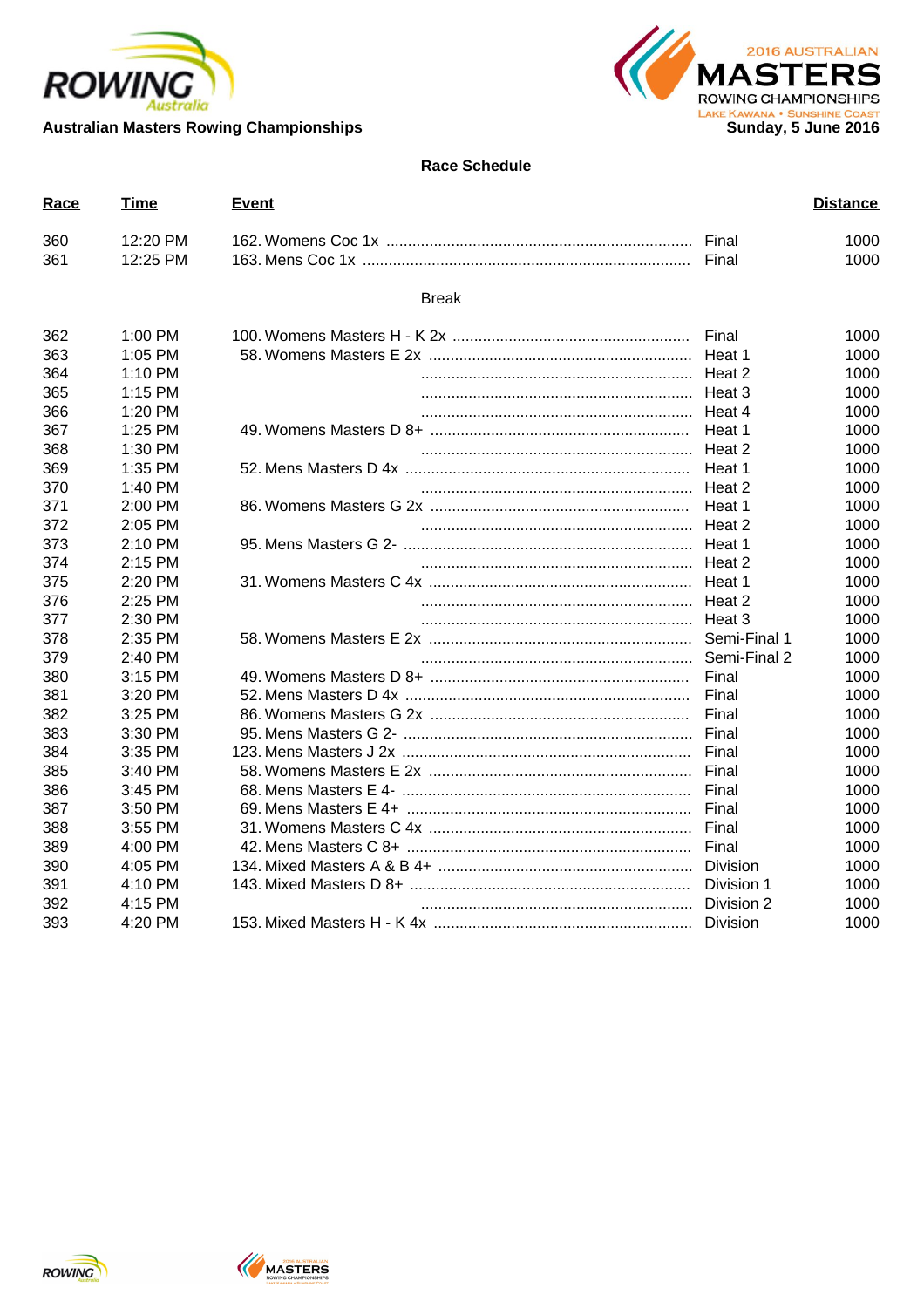**Australian Masters Rowing Championships**

2016 AUSTRALIAN MASTERS ROWING CHAMPIONSHIPS
LAKE KAWANA • SUNSHINE COAST

**Sunday, 5 June 2016**

**Race Schedule**

| Race | Time | Event | | Distance |
|---|---|---|---|---|
| 360 | 12:20 PM | 162. Womens Coc 1x | Final | 1000 |
| 361 | 12:25 PM | 163. Mens Coc 1x | Final | 1000 |
| | | Break | | |
| 362 | 1:00 PM | 100. Womens Masters H - K 2x | Final | 1000 |
| 363 | 1:05 PM | 58. Womens Masters E 2x | Heat 1 | 1000 |
| 364 | 1:10 PM | | Heat 2 | 1000 |
| 365 | 1:15 PM | | Heat 3 | 1000 |
| 366 | 1:20 PM | | Heat 4 | 1000 |
| 367 | 1:25 PM | 49. Womens Masters D 8+ | Heat 1 | 1000 |
| 368 | 1:30 PM | | Heat 2 | 1000 |
| 369 | 1:35 PM | 52. Mens Masters D 4x | Heat 1 | 1000 |
| 370 | 1:40 PM | | Heat 2 | 1000 |
| 371 | 2:00 PM | 86. Womens Masters G 2x | Heat 1 | 1000 |
| 372 | 2:05 PM | | Heat 2 | 1000 |
| 373 | 2:10 PM | 95. Mens Masters G 2- | Heat 1 | 1000 |
| 374 | 2:15 PM | | Heat 2 | 1000 |
| 375 | 2:20 PM | 31. Womens Masters C 4x | Heat 1 | 1000 |
| 376 | 2:25 PM | | Heat 2 | 1000 |
| 377 | 2:30 PM | | Heat 3 | 1000 |
| 378 | 2:35 PM | 58. Womens Masters E 2x | Semi-Final 1 | 1000 |
| 379 | 2:40 PM | | Semi-Final 2 | 1000 |
| 380 | 3:15 PM | 49. Womens Masters D 8+ | Final | 1000 |
| 381 | 3:20 PM | 52. Mens Masters D 4x | Final | 1000 |
| 382 | 3:25 PM | 86. Womens Masters G 2x | Final | 1000 |
| 383 | 3:30 PM | 95. Mens Masters G 2- | Final | 1000 |
| 384 | 3:35 PM | 123. Mens Masters J 2x | Final | 1000 |
| 385 | 3:40 PM | 58. Womens Masters E 2x | Final | 1000 |
| 386 | 3:45 PM | 68. Mens Masters E 4- | Final | 1000 |
| 387 | 3:50 PM | 69. Mens Masters E 4+ | Final | 1000 |
| 388 | 3:55 PM | 31. Womens Masters C 4x | Final | 1000 |
| 389 | 4:00 PM | 42. Mens Masters C 8+ | Final | 1000 |
| 390 | 4:05 PM | 134. Mixed Masters A & B 4+ | Division | 1000 |
| 391 | 4:10 PM | 143. Mixed Masters D 8+ | Division 1 | 1000 |
| 392 | 4:15 PM | | Division 2 | 1000 |
| 393 | 4:20 PM | 153. Mixed Masters H - K 4x | Division | 1000 |